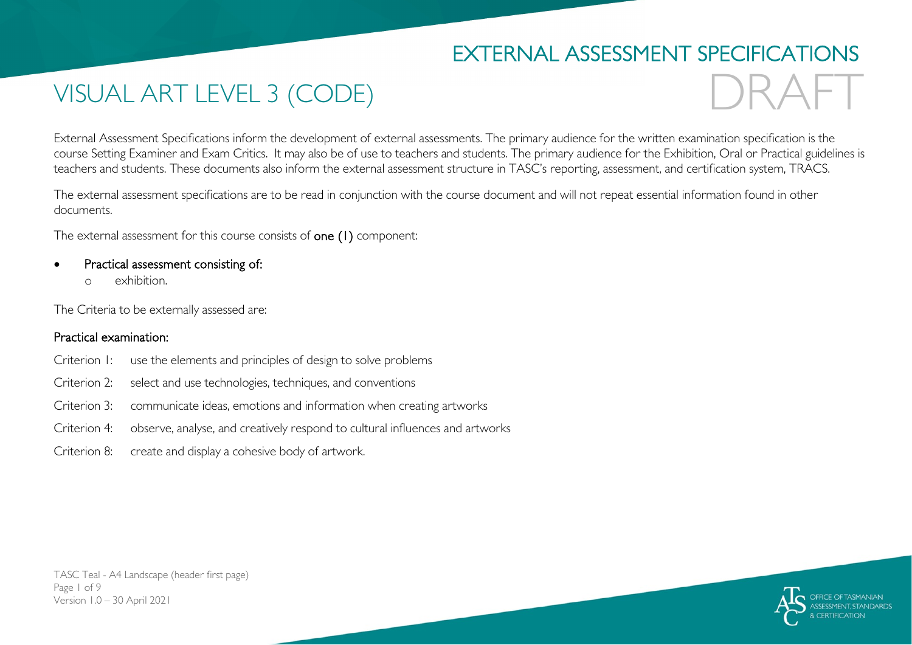EXTERNAL ASSESSMENT SPECIFICATIONS

DRAFT

# VISUAL ART LEVEL 3 (CODE)

External Assessment Specifications inform the development of external assessments. The primary audience for the written examination specification is the course Setting Examiner and Exam Critics. It may also be of use to teachers and students. The primary audience for the Exhibition, Oral or Practical guidelines is teachers and students. These documents also inform the external assessment structure in TASC's reporting, assessment, and certification system, TRACS.

The external assessment specifications are to be read in conjunction with the course document and will not repeat essential information found in other documents.

The external assessment for this course consists of **one (1)** component:

- Practical assessment consisting of:
    - exhibition.

The Criteria to be externally assessed are:

**Practical examination:**

Criterion 1: use the elements and principles of design to solve problems

Criterion 2: select and use technologies, techniques, and conventions

Criterion 3: communicate ideas, emotions and information when creating artworks

Criterion 4: observe, analyse, and creatively respond to cultural influences and artworks

Criterion 8: create and display a cohesive body of artwork.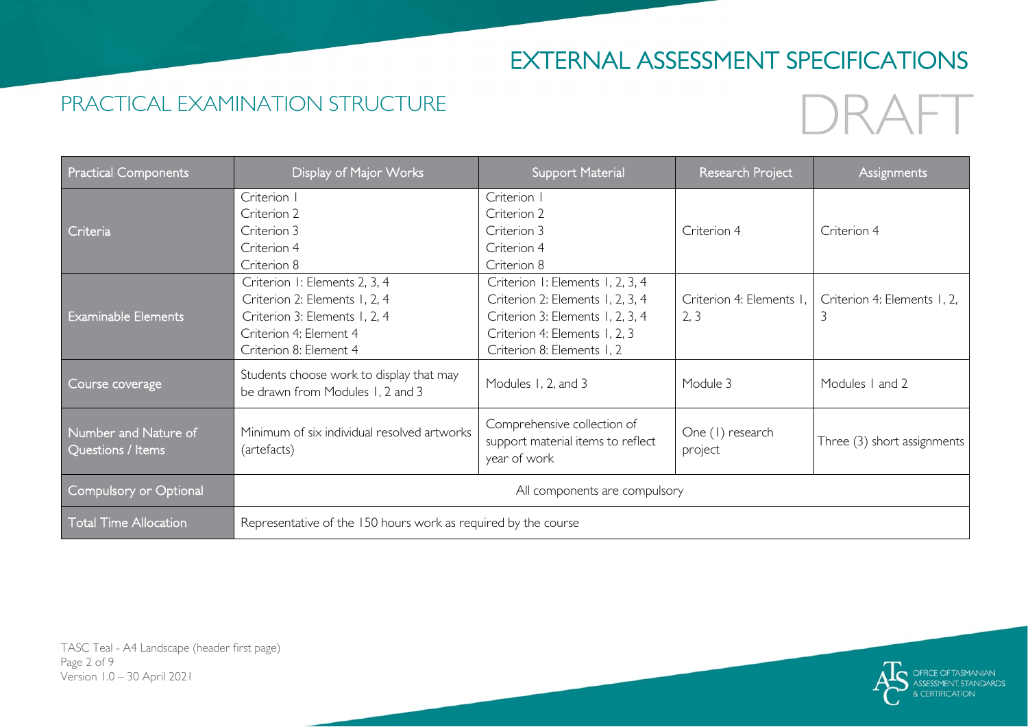# EXTERNAL ASSESSMENT SPECIFICATIONS

## PRACTICAL EXAMINATION STRUCTURE

DRAFT

| Practical Components | Display of Major Works | Support Material | Research Project | Assignments |
|---|---|---|---|---|
| Criteria | Criterion 1<br>Criterion 2<br>Criterion 3<br>Criterion 4<br>Criterion 8 | Criterion 1<br>Criterion 2<br>Criterion 3<br>Criterion 4<br>Criterion 8 | Criterion 4 | Criterion 4 |
| Examinable Elements | Criterion 1: Elements 2, 3, 4<br>Criterion 2: Elements 1, 2, 4<br>Criterion 3: Elements 1, 2, 4<br>Criterion 4: Element 4<br>Criterion 8: Element 4 | Criterion 1: Elements 1, 2, 3, 4<br>Criterion 2: Elements 1, 2, 3, 4<br>Criterion 3: Elements 1, 2, 3, 4<br>Criterion 4: Elements 1, 2, 3<br>Criterion 8: Elements 1, 2 | Criterion 4: Elements 1, 2, 3 | Criterion 4: Elements 1, 2, 3 |
| Course coverage | Students choose work to display that may be drawn from Modules 1, 2 and 3 | Modules 1, 2, and 3 | Module 3 | Modules 1 and 2 |
| Number and Nature of Questions / Items | Minimum of six individual resolved artworks (artefacts) | Comprehensive collection of support material items to reflect year of work | One (1) research project | Three (3) short assignments |
| Compulsory or Optional | All components are compulsory | | | |
| Total Time Allocation | Representative of the 150 hours work as required by the course | | | |

TASC Teal - A4 Landscape (header first page)
Version 1.0 – 30 April 2021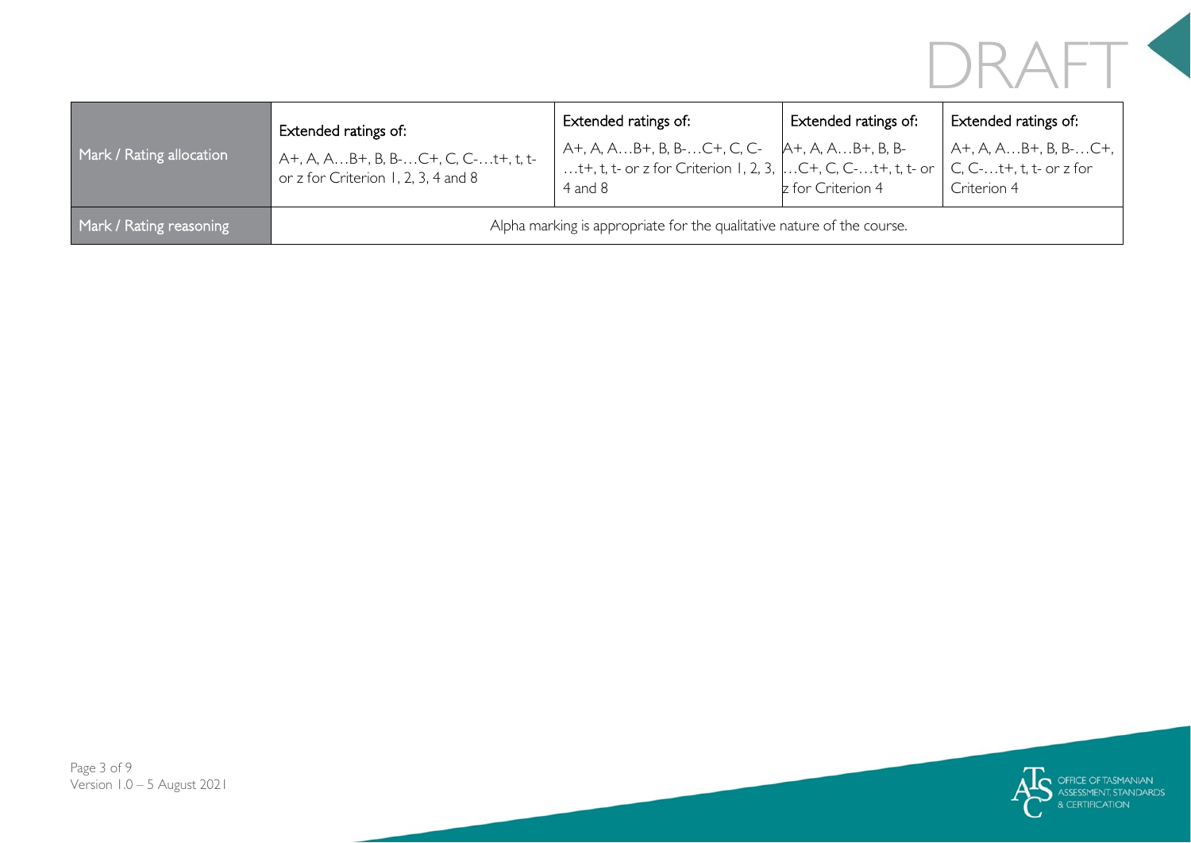| Mark / Rating allocation | Extended ratings of: A+, A, A…B+, B, B-…C+, C, C-…t+, t, t- or z for Criterion 1, 2, 3, 4 and 8 | Extended ratings of: A+, A, A…B+, B, B-…C+, C, C-…t+, t, t- or z for Criterion 1, 2, 3, 4 and 8 | Extended ratings of: A+, A, A…B+, B, B-…C+, C, C-…t+, t, t- or z for Criterion 4 | Extended ratings of: A+, A, A…B+, B, B-…C+, C, C-…t+, t, t- or z for Criterion 4 |
|---|---|---|---|---|
| Mark / Rating reasoning | Alpha marking is appropriate for the qualitative nature of the course. | | | |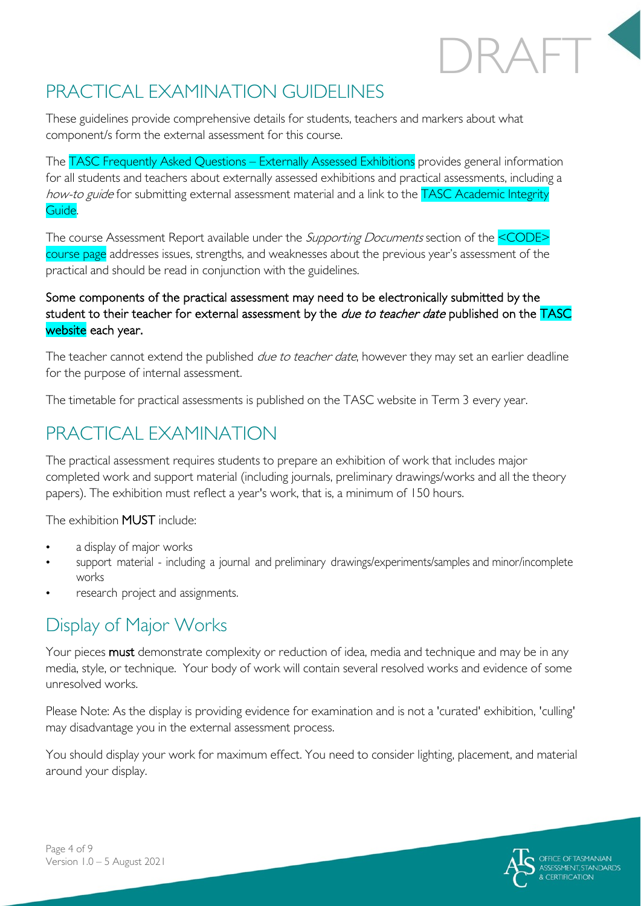DRAFT

# PRACTICAL EXAMINATION GUIDELINES

These guidelines provide comprehensive details for students, teachers and markers about what component/s form the external assessment for this course.

The TASC Frequently Asked Questions – Externally Assessed Exhibitions provides general information for all students and teachers about externally assessed exhibitions and practical assessments, including a *how-to guide* for submitting external assessment material and a link to the TASC Academic Integrity Guide.

The course Assessment Report available under the *Supporting Documents* section of the <CODE> course page addresses issues, strengths, and weaknesses about the previous year's assessment of the practical and should be read in conjunction with the guidelines.

Some components of the practical assessment may need to be electronically submitted by the student to their teacher for external assessment by the *due to teacher date* published on the TASC website each year.

The teacher cannot extend the published *due to teacher date*, however they may set an earlier deadline for the purpose of internal assessment.

The timetable for practical assessments is published on the TASC website in Term 3 every year.

# PRACTICAL EXAMINATION

The practical assessment requires students to prepare an exhibition of work that includes major completed work and support material (including journals, preliminary drawings/works and all the theory papers). The exhibition must reflect a year's work, that is, a minimum of 150 hours.

The exhibition **MUST** include:

- a display of major works
- support material - including a journal and preliminary drawings/experiments/samples and minor/incomplete works
- research project and assignments.

## Display of Major Works

Your pieces **must** demonstrate complexity or reduction of idea, media and technique and may be in any media, style, or technique. Your body of work will contain several resolved works and evidence of some unresolved works.

Please Note: As the display is providing evidence for examination and is not a 'curated' exhibition, 'culling' may disadvantage you in the external assessment process.

You should display your work for maximum effect. You need to consider lighting, placement, and material around your display.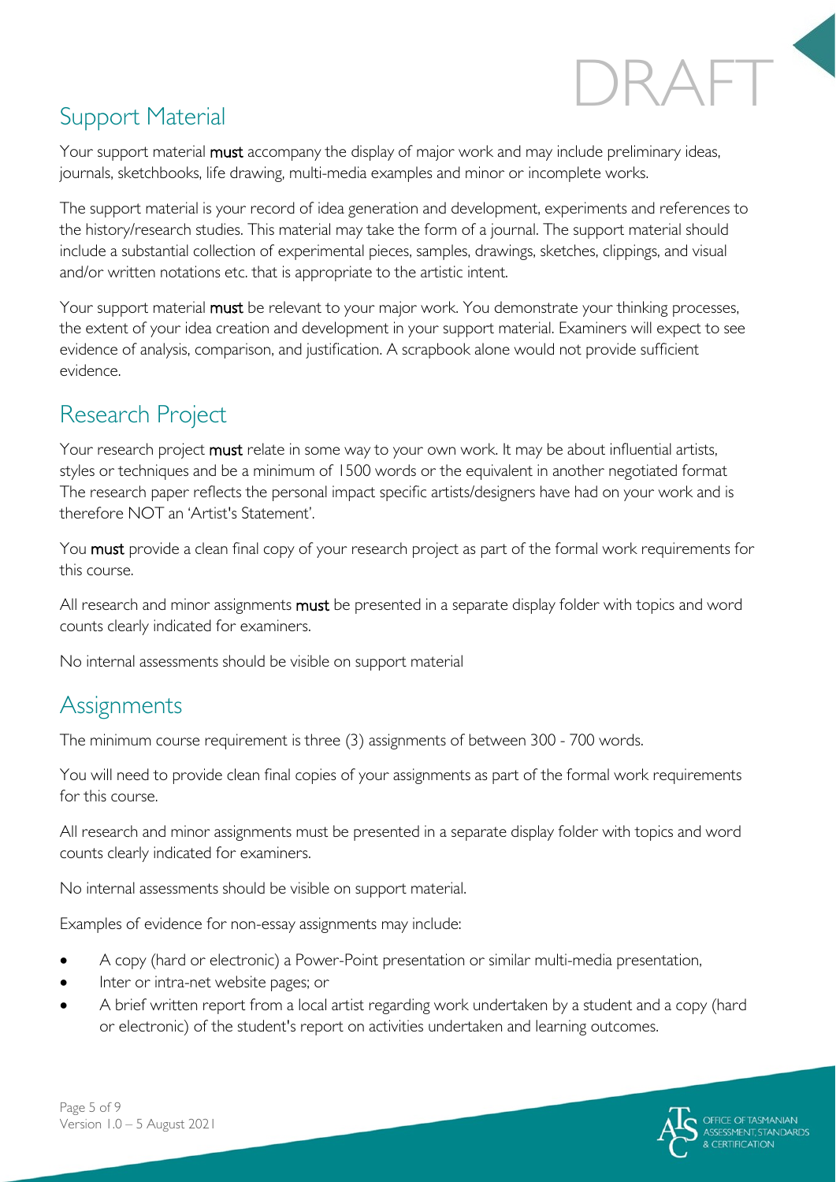## Support Material

Your support material **must** accompany the display of major work and may include preliminary ideas, journals, sketchbooks, life drawing, multi-media examples and minor or incomplete works.

The support material is your record of idea generation and development, experiments and references to the history/research studies. This material may take the form of a journal. The support material should include a substantial collection of experimental pieces, samples, drawings, sketches, clippings, and visual and/or written notations etc. that is appropriate to the artistic intent.

Your support material **must** be relevant to your major work. You demonstrate your thinking processes, the extent of your idea creation and development in your support material. Examiners will expect to see evidence of analysis, comparison, and justification. A scrapbook alone would not provide sufficient evidence.

## Research Project

Your research project **must** relate in some way to your own work. It may be about influential artists, styles or techniques and be a minimum of 1500 words or the equivalent in another negotiated format The research paper reflects the personal impact specific artists/designers have had on your work and is therefore NOT an 'Artist's Statement'.

You **must** provide a clean final copy of your research project as part of the formal work requirements for this course.

All research and minor assignments **must** be presented in a separate display folder with topics and word counts clearly indicated for examiners.

No internal assessments should be visible on support material

## Assignments

The minimum course requirement is three (3) assignments of between 300 - 700 words.

You will need to provide clean final copies of your assignments as part of the formal work requirements for this course.

All research and minor assignments must be presented in a separate display folder with topics and word counts clearly indicated for examiners.

No internal assessments should be visible on support material.

Examples of evidence for non-essay assignments may include:

- A copy (hard or electronic) a Power-Point presentation or similar multi-media presentation,
- Inter or intra-net website pages; or
- A brief written report from a local artist regarding work undertaken by a student and a copy (hard or electronic) of the student's report on activities undertaken and learning outcomes.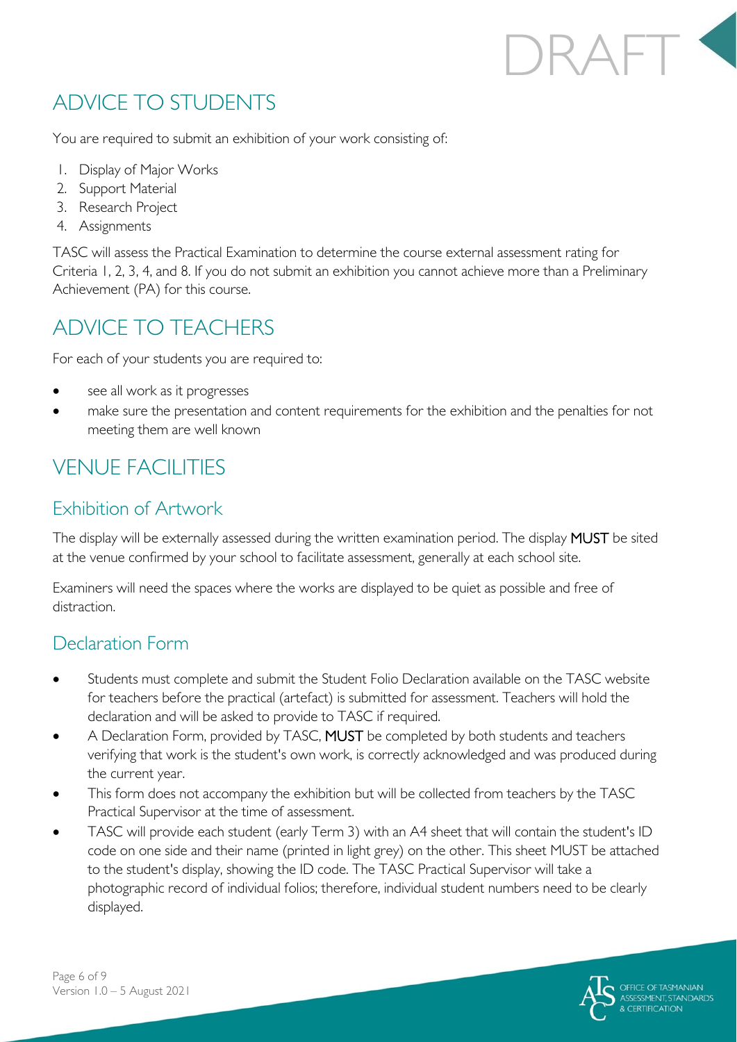## ADVICE TO STUDENTS

You are required to submit an exhibition of your work consisting of:

1. Display of Major Works
2. Support Material
3. Research Project
4. Assignments

TASC will assess the Practical Examination to determine the course external assessment rating for Criteria 1, 2, 3, 4, and 8. If you do not submit an exhibition you cannot achieve more than a Preliminary Achievement (PA) for this course.

## ADVICE TO TEACHERS

For each of your students you are required to:

- see all work as it progresses
- make sure the presentation and content requirements for the exhibition and the penalties for not meeting them are well known

## VENUE FACILITIES

### Exhibition of Artwork

The display will be externally assessed during the written examination period. The display **MUST** be sited at the venue confirmed by your school to facilitate assessment, generally at each school site.

Examiners will need the spaces where the works are displayed to be quiet as possible and free of distraction.

### Declaration Form

- Students must complete and submit the Student Folio Declaration available on the TASC website for teachers before the practical (artefact) is submitted for assessment. Teachers will hold the declaration and will be asked to provide to TASC if required.
- A Declaration Form, provided by TASC, **MUST** be completed by both students and teachers verifying that work is the student's own work, is correctly acknowledged and was produced during the current year.
- This form does not accompany the exhibition but will be collected from teachers by the TASC Practical Supervisor at the time of assessment.
- TASC will provide each student (early Term 3) with an A4 sheet that will contain the student's ID code on one side and their name (printed in light grey) on the other. This sheet MUST be attached to the student's display, showing the ID code. The TASC Practical Supervisor will take a photographic record of individual folios; therefore, individual student numbers need to be clearly displayed.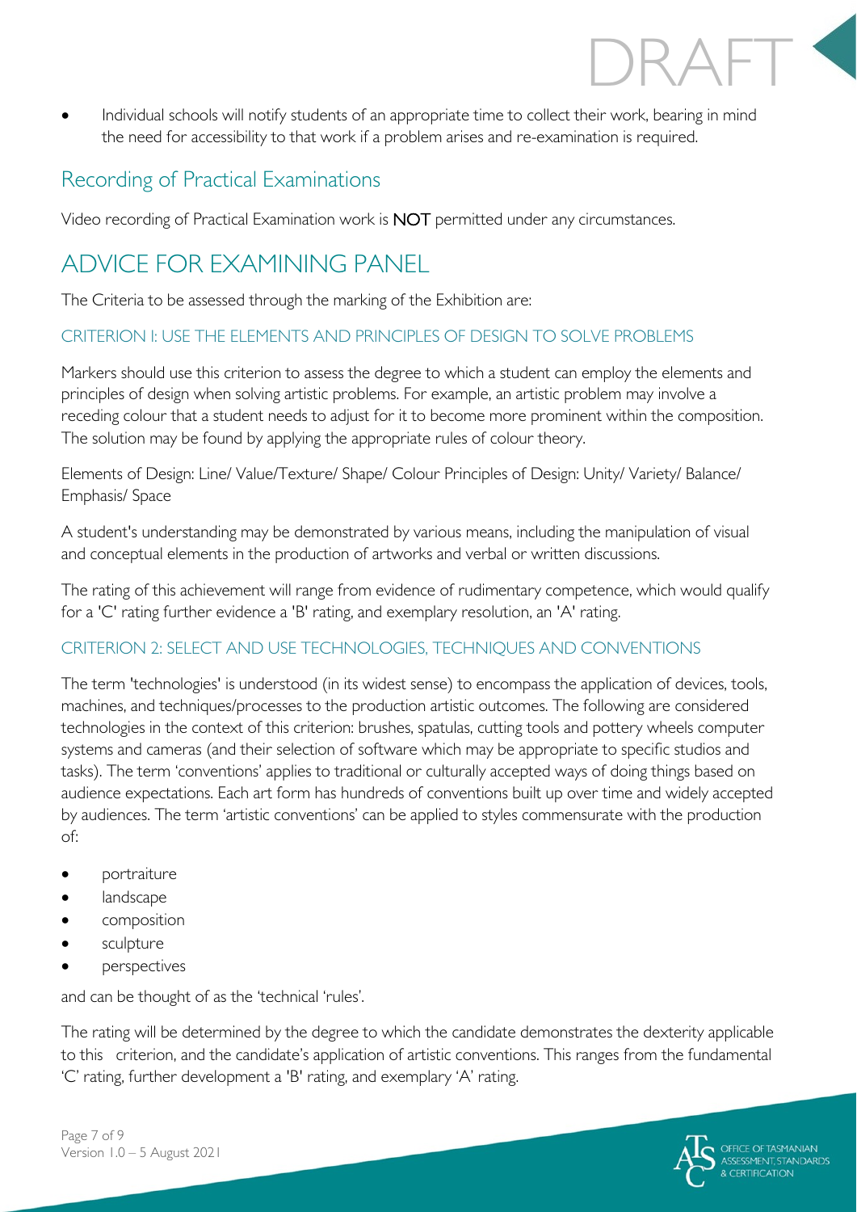- Individual schools will notify students of an appropriate time to collect their work, bearing in mind the need for accessibility to that work if a problem arises and re-examination is required.

## Recording of Practical Examinations

Video recording of Practical Examination work is NOT permitted under any circumstances.

# ADVICE FOR EXAMINING PANEL

The Criteria to be assessed through the marking of the Exhibition are:

### CRITERION 1: USE THE ELEMENTS AND PRINCIPLES OF DESIGN TO SOLVE PROBLEMS

Markers should use this criterion to assess the degree to which a student can employ the elements and principles of design when solving artistic problems. For example, an artistic problem may involve a receding colour that a student needs to adjust for it to become more prominent within the composition. The solution may be found by applying the appropriate rules of colour theory.

Elements of Design: Line/ Value/Texture/ Shape/ Colour Principles of Design: Unity/ Variety/ Balance/ Emphasis/ Space

A student's understanding may be demonstrated by various means, including the manipulation of visual and conceptual elements in the production of artworks and verbal or written discussions.

The rating of this achievement will range from evidence of rudimentary competence, which would qualify for a 'C' rating further evidence a 'B' rating, and exemplary resolution, an 'A' rating.

### CRITERION 2: SELECT AND USE TECHNOLOGIES, TECHNIQUES AND CONVENTIONS

The term 'technologies' is understood (in its widest sense) to encompass the application of devices, tools, machines, and techniques/processes to the production artistic outcomes. The following are considered technologies in the context of this criterion: brushes, spatulas, cutting tools and pottery wheels computer systems and cameras (and their selection of software which may be appropriate to specific studios and tasks). The term 'conventions' applies to traditional or culturally accepted ways of doing things based on audience expectations. Each art form has hundreds of conventions built up over time and widely accepted by audiences. The term 'artistic conventions' can be applied to styles commensurate with the production of:

- portraiture
- landscape
- composition
- sculpture
- perspectives

and can be thought of as the 'technical 'rules'.

The rating will be determined by the degree to which the candidate demonstrates the dexterity applicable to this criterion, and the candidate's application of artistic conventions. This ranges from the fundamental 'C' rating, further development a 'B' rating, and exemplary 'A' rating.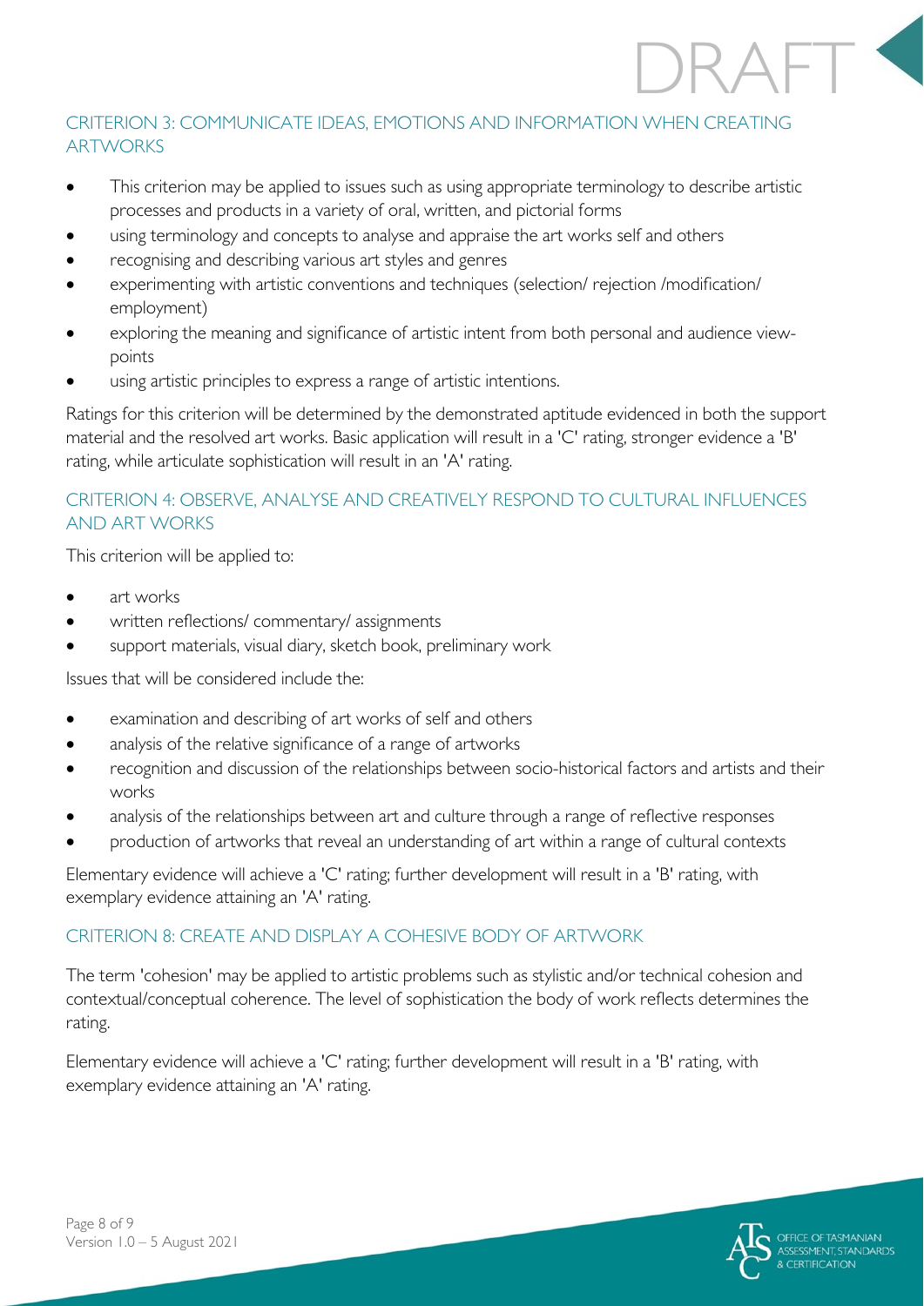### CRITERION 3: COMMUNICATE IDEAS, EMOTIONS AND INFORMATION WHEN CREATING ARTWORKS

- This criterion may be applied to issues such as using appropriate terminology to describe artistic processes and products in a variety of oral, written, and pictorial forms
- using terminology and concepts to analyse and appraise the art works self and others
- recognising and describing various art styles and genres
- experimenting with artistic conventions and techniques (selection/ rejection /modification/ employment)
- exploring the meaning and significance of artistic intent from both personal and audience view-points
- using artistic principles to express a range of artistic intentions.

Ratings for this criterion will be determined by the demonstrated aptitude evidenced in both the support material and the resolved art works. Basic application will result in a 'C' rating, stronger evidence a 'B' rating, while articulate sophistication will result in an 'A' rating.

### CRITERION 4: OBSERVE, ANALYSE AND CREATIVELY RESPOND TO CULTURAL INFLUENCES AND ART WORKS

This criterion will be applied to:

- art works
- written reflections/ commentary/ assignments
- support materials, visual diary, sketch book, preliminary work

Issues that will be considered include the:

- examination and describing of art works of self and others
- analysis of the relative significance of a range of artworks
- recognition and discussion of the relationships between socio-historical factors and artists and their works
- analysis of the relationships between art and culture through a range of reflective responses
- production of artworks that reveal an understanding of art within a range of cultural contexts

Elementary evidence will achieve a 'C' rating; further development will result in a 'B' rating, with exemplary evidence attaining an 'A' rating.

### CRITERION 8: CREATE AND DISPLAY A COHESIVE BODY OF ARTWORK

The term 'cohesion' may be applied to artistic problems such as stylistic and/or technical cohesion and contextual/conceptual coherence. The level of sophistication the body of work reflects determines the rating.

Elementary evidence will achieve a 'C' rating; further development will result in a 'B' rating, with exemplary evidence attaining an 'A' rating.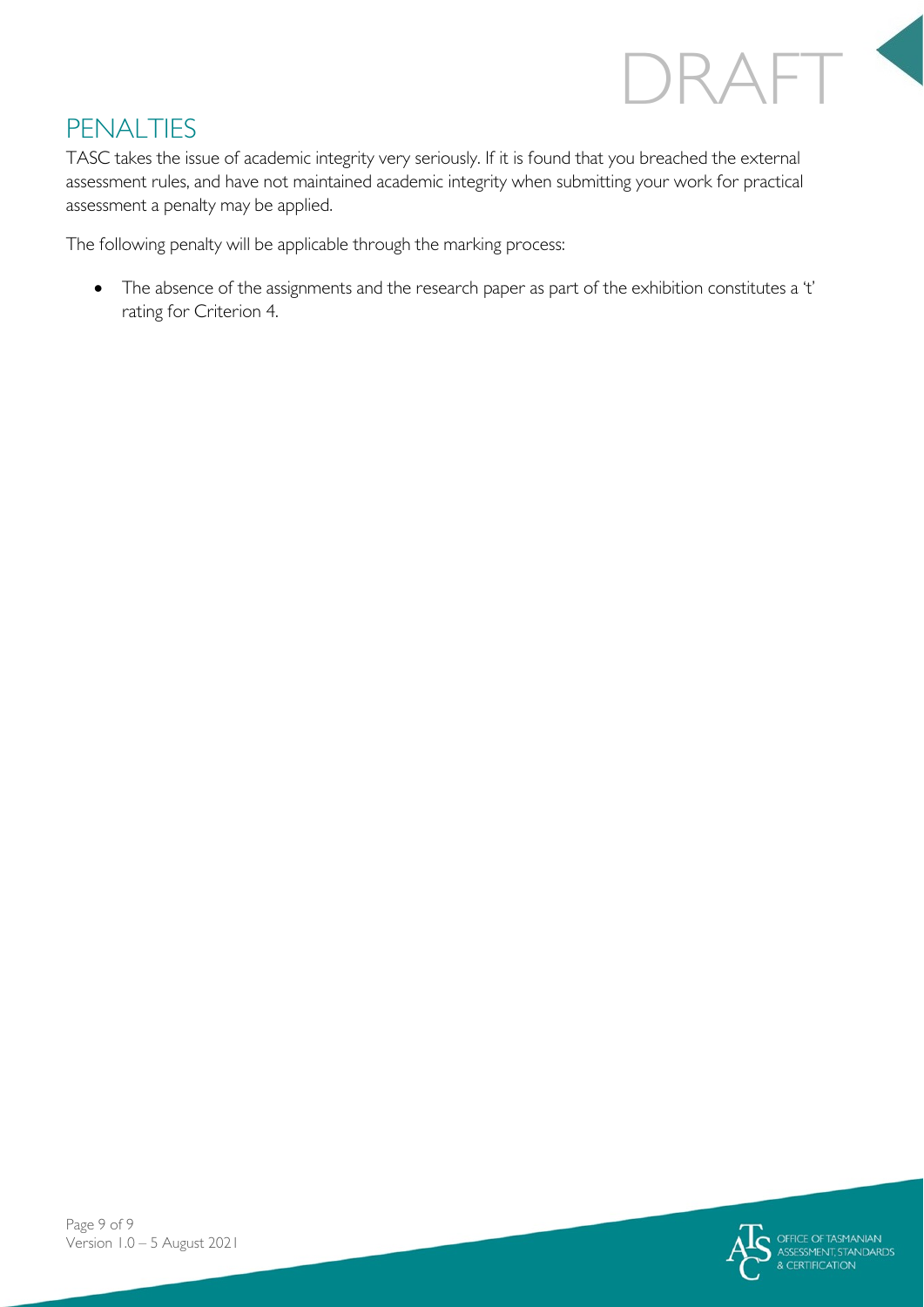DRAFT

## PENALTIES

TASC takes the issue of academic integrity very seriously. If it is found that you breached the external assessment rules, and have not maintained academic integrity when submitting your work for practical assessment a penalty may be applied.

The following penalty will be applicable through the marking process:

- The absence of the assignments and the research paper as part of the exhibition constitutes a 't' rating for Criterion 4.